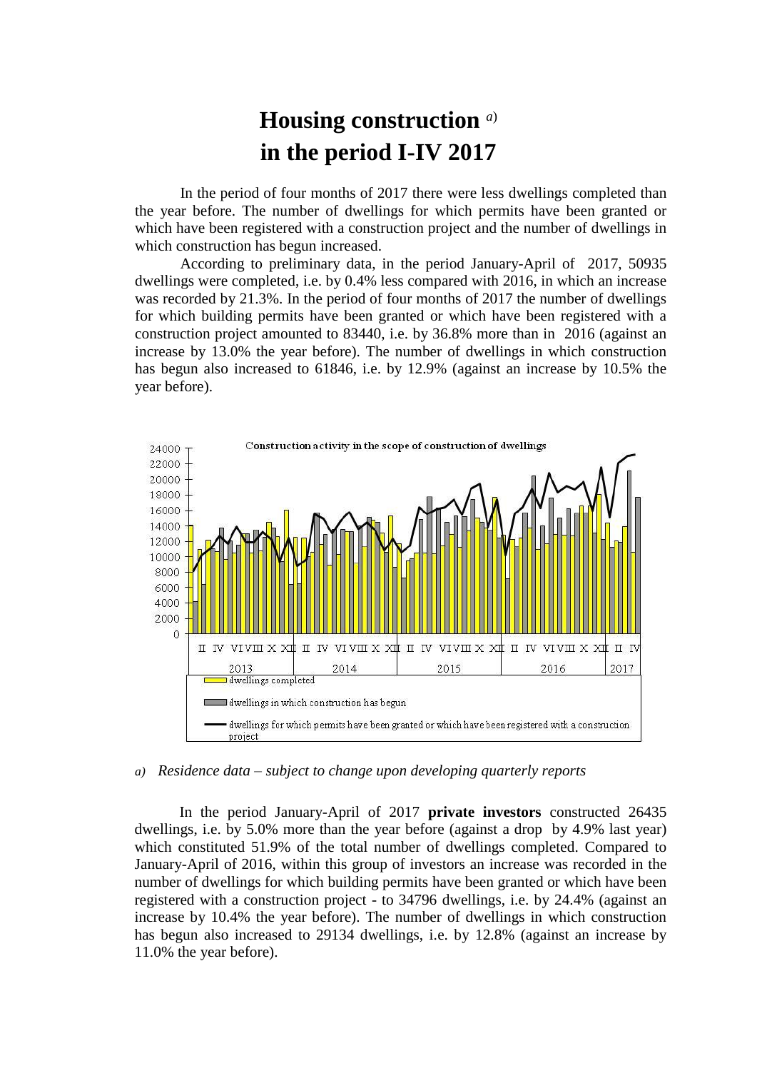# Housing construction [a) ]
# in the period I-IV 2017

In the period of four months of 2017 there were less dwellings completed than the year before. The number of dwellings for which permits have been granted or which have been registered with a construction project and the number of dwellings in which construction has begun increased.

According to preliminary data, in the period January-April of 2017, 50935 dwellings were completed, i.e. by 0.4% less compared with 2016, in which an increase was recorded by 21.3%. In the period of four months of 2017 the number of dwellings for which building permits have been granted or which have been registered with a construction project amounted to 83440, i.e. by 36.8% more than in 2016 (against an increase by 13.0% the year before). The number of dwellings in which construction has begun also increased to 61846, i.e. by 12.9% (against an increase by 10.5% the year before).

Construction activity in the scope of construction of dwellings

- dwellings completed
- dwellings in which construction has begun
- dwellings for which permits have been granted or which have been registered with a construction project

*a) Residence data – subject to change upon developing quarterly reports*

In the period January-April of 2017 **private investors** constructed 26435 dwellings, i.e. by 5.0% more than the year before (against a drop by 4.9% last year) which constituted 51.9% of the total number of dwellings completed. Compared to January-April of 2016, within this group of investors an increase was recorded in the number of dwellings for which building permits have been granted or which have been registered with a construction project - to 34796 dwellings, i.e. by 24.4% (against an increase by 10.4% the year before). The number of dwellings in which construction has begun also increased to 29134 dwellings, i.e. by 12.8% (against an increase by 11.0% the year before).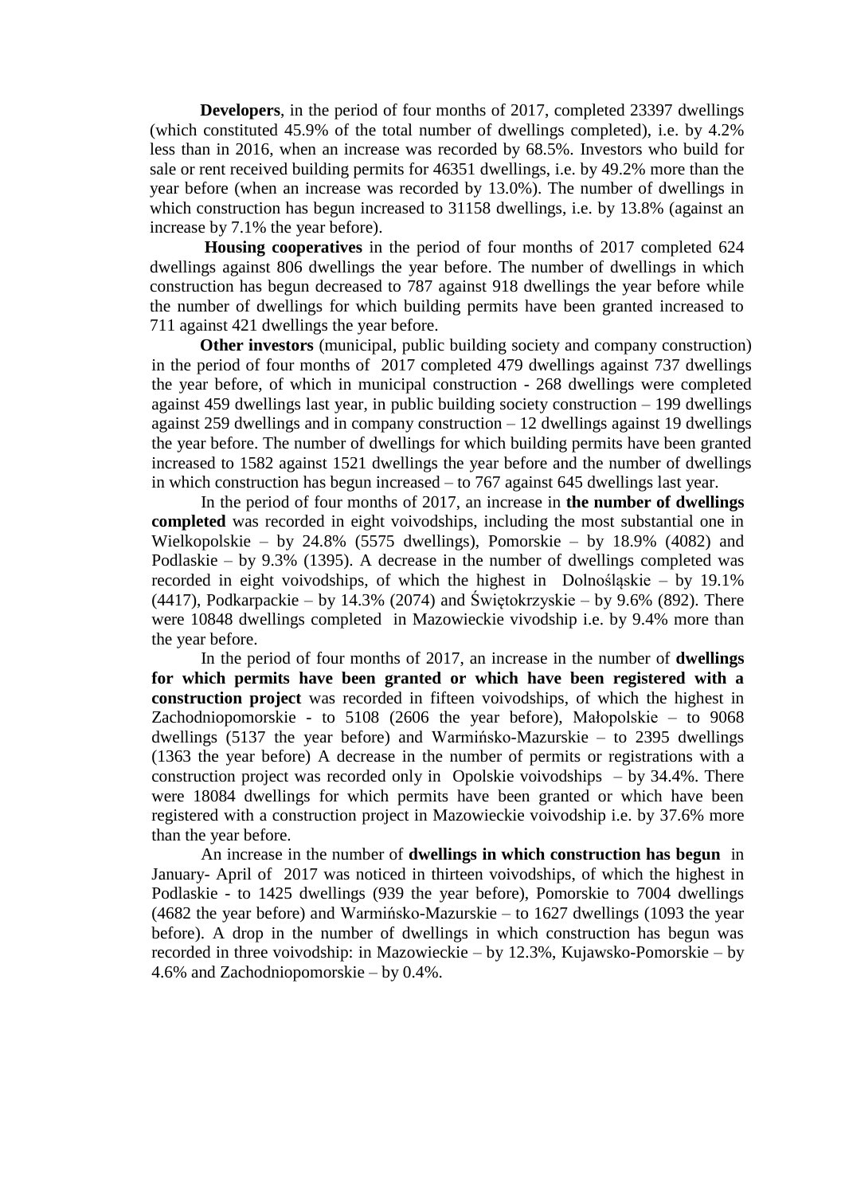**Developers**, in the period of four months of 2017, completed 23397 dwellings (which constituted 45.9% of the total number of dwellings completed), i.e. by 4.2% less than in 2016, when an increase was recorded by 68.5%. Investors who build for sale or rent received building permits for 46351 dwellings, i.e. by 49.2% more than the year before (when an increase was recorded by 13.0%). The number of dwellings in which construction has begun increased to 31158 dwellings, i.e. by 13.8% (against an increase by 7.1% the year before).

**Housing cooperatives** in the period of four months of 2017 completed 624 dwellings against 806 dwellings the year before. The number of dwellings in which construction has begun decreased to 787 against 918 dwellings the year before while the number of dwellings for which building permits have been granted increased to 711 against 421 dwellings the year before.

**Other investors** (municipal, public building society and company construction) in the period of four months of 2017 completed 479 dwellings against 737 dwellings the year before, of which in municipal construction - 268 dwellings were completed against 459 dwellings last year, in public building society construction – 199 dwellings against 259 dwellings and in company construction – 12 dwellings against 19 dwellings the year before. The number of dwellings for which building permits have been granted increased to 1582 against 1521 dwellings the year before and the number of dwellings in which construction has begun increased – to 767 against 645 dwellings last year.

In the period of four months of 2017, an increase in **the number of dwellings completed** was recorded in eight voivodships, including the most substantial one in Wielkopolskie – by 24.8% (5575 dwellings), Pomorskie – by 18.9% (4082) and Podlaskie – by 9.3% (1395). A decrease in the number of dwellings completed was recorded in eight voivodships, of which the highest in Dolnośląskie – by 19.1% (4417), Podkarpackie – by 14.3% (2074) and Świętokrzyskie – by 9.6% (892). There were 10848 dwellings completed in Mazowieckie vivodship i.e. by 9.4% more than the year before.

In the period of four months of 2017, an increase in the number of **dwellings for which permits have been granted or which have been registered with a construction project** was recorded in fifteen voivodships, of which the highest in Zachodniopomorskie - to 5108 (2606 the year before), Małopolskie – to 9068 dwellings (5137 the year before) and Warmińsko-Mazurskie – to 2395 dwellings (1363 the year before) A decrease in the number of permits or registrations with a construction project was recorded only in Opolskie voivodships – by 34.4%. There were 18084 dwellings for which permits have been granted or which have been registered with a construction project in Mazowieckie voivodship i.e. by 37.6% more than the year before.

An increase in the number of **dwellings in which construction has begun** in January- April of 2017 was noticed in thirteen voivodships, of which the highest in Podlaskie - to 1425 dwellings (939 the year before), Pomorskie to 7004 dwellings (4682 the year before) and Warmińsko-Mazurskie – to 1627 dwellings (1093 the year before). A drop in the number of dwellings in which construction has begun was recorded in three voivodship: in Mazowieckie – by 12.3%, Kujawsko-Pomorskie – by 4.6% and Zachodniopomorskie – by 0.4%.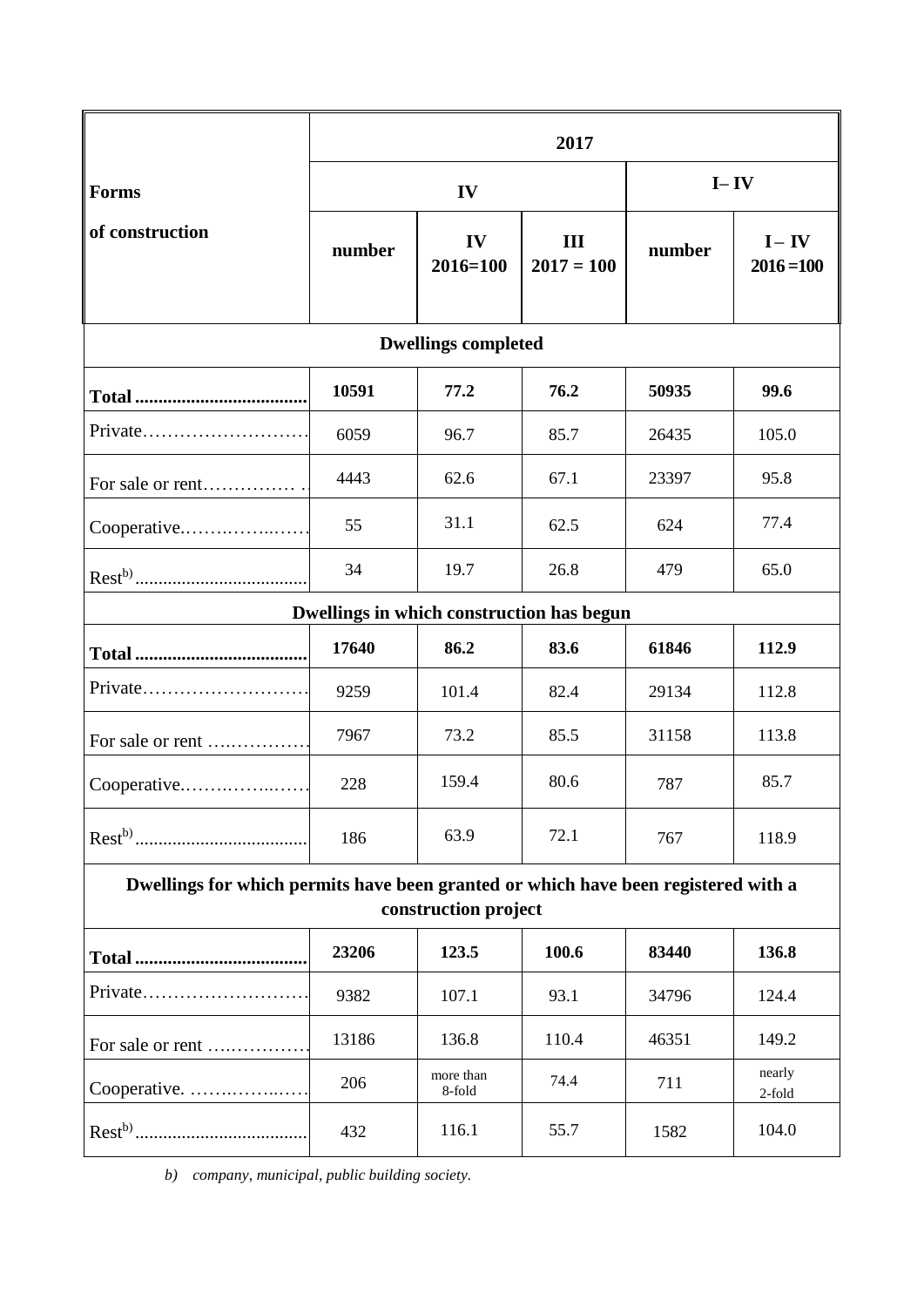| Forms of construction | 2017 | | | | |
|---|---|---|---|---|---|
| | IV | | | I– IV | |
| | number | IV 2016=100 | III 2017 = 100 | number | I – IV 2016 =100 |
| **Dwellings completed** | | | | | |
| **Total** | **10591** | **77.2** | **76.2** | **50935** | **99.6** |
| Private | 6059 | 96.7 | 85.7 | 26435 | 105.0 |
| For sale or rent | 4443 | 62.6 | 67.1 | 23397 | 95.8 |
| Cooperative | 55 | 31.1 | 62.5 | 624 | 77.4 |
| Rest[b)] | 34 | 19.7 | 26.8 | 479 | 65.0 |
| **Dwellings in which construction has begun** | | | | | |
| **Total** | **17640** | **86.2** | **83.6** | **61846** | **112.9** |
| Private | 9259 | 101.4 | 82.4 | 29134 | 112.8 |
| For sale or rent | 7967 | 73.2 | 85.5 | 31158 | 113.8 |
| Cooperative | 228 | 159.4 | 80.6 | 787 | 85.7 |
| Rest[b)] | 186 | 63.9 | 72.1 | 767 | 118.9 |
| **Dwellings for which permits have been granted or which have been registered with a construction project** | | | | | |
| **Total** | **23206** | **123.5** | **100.6** | **83440** | **136.8** |
| Private | 9382 | 107.1 | 93.1 | 34796 | 124.4 |
| For sale or rent | 13186 | 136.8 | 110.4 | 46351 | 149.2 |
| Cooperative | 206 | more than 8-fold | 74.4 | 711 | nearly 2-fold |
| Rest[b)] | 432 | 116.1 | 55.7 | 1582 | 104.0 |

*b) company, municipal, public building society.*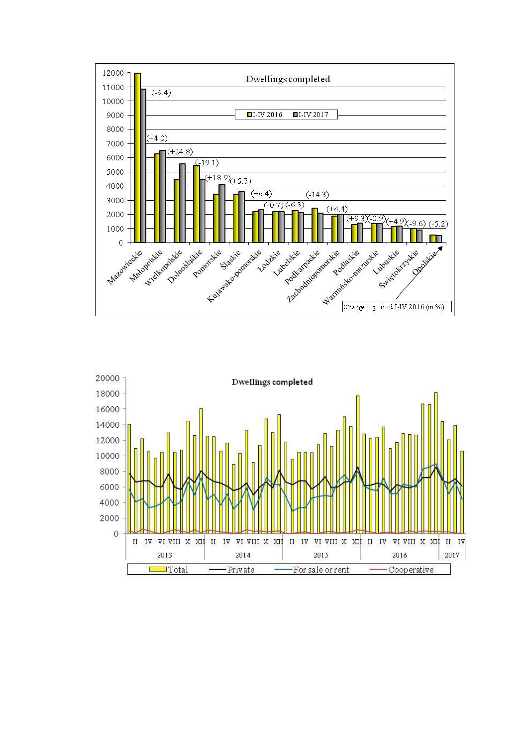**Dwellings completed**

I-IV 2016 | I-IV 2017

| Voivodship | Change to period I-IV 2016 (in %) |
|---|---|
| Mazowieckie | (-9.4) |
| Małopolskie | (+4.0) |
| Wielkopolskie | (+24.8) |
| Dolnośląskie | (-19.1) |
| Pomorskie | (+18.9) |
| Śląskie | (+5.7) |
| Kujawsko-pomorskie | (+6.4) |
| Łódzkie | (-0.7) |
| Lubelskie | (-6.3) |
| Podkarpackie | (-14.3) |
| Zachodniopomorskie | (+4.4) |
| Podlaskie | (+9.3) |
| Warmińsko-mazurskie | (-0.9) |
| Lubuskie | (+4.9) |
| Świętokrzyskie | (-9.6) |
| Opolskie | (-5.2) |

Change to period I-IV 2016 (in %)

**Dwellings completed**

Total | Private | For sale or rent | Cooperative

2013 | 2014 | 2015 | 2016 | 2017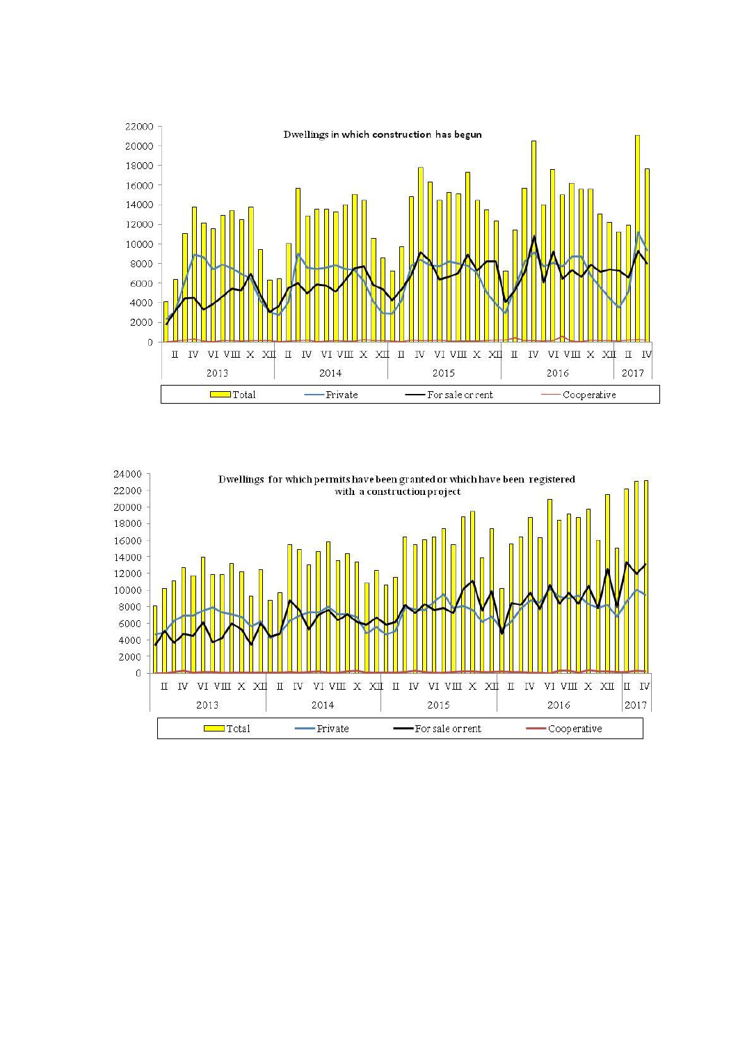Dwellings in which construction has begun

Dwellings for which permits have been granted or which have been registered with a construction project